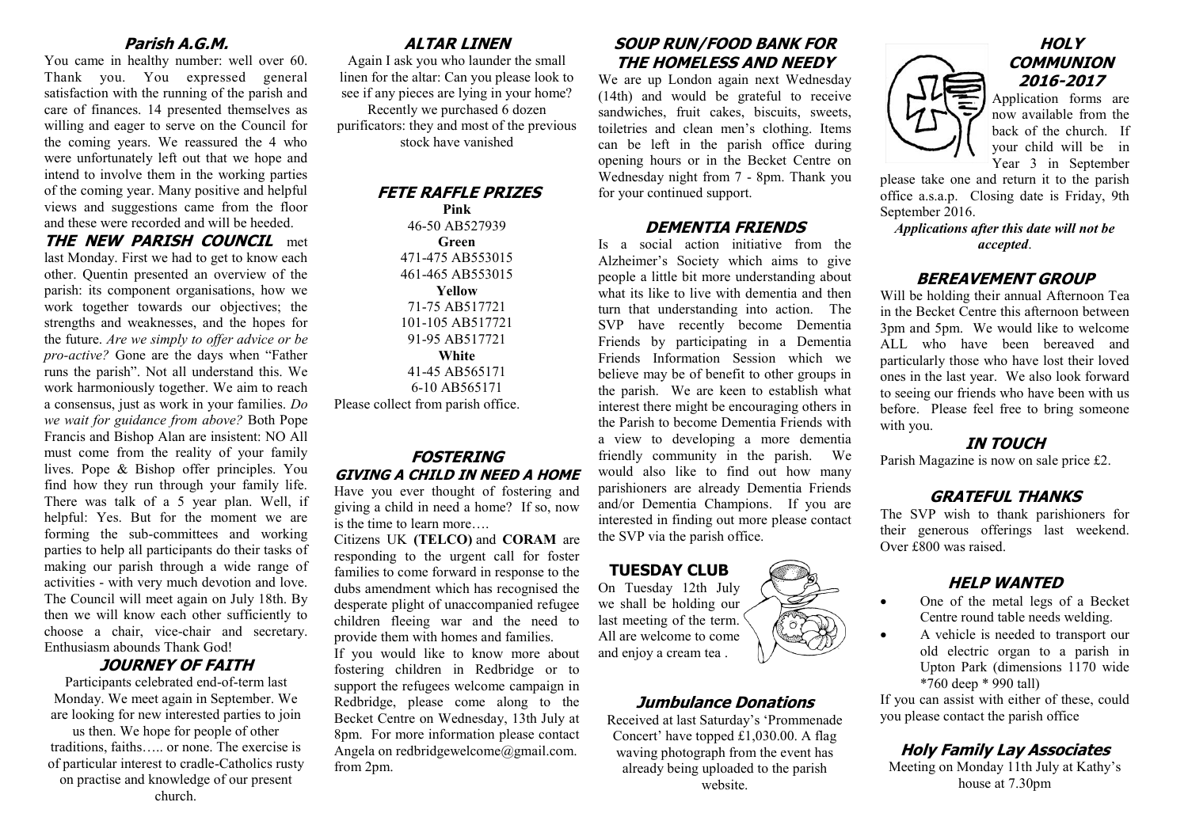## Parish A.G.M.

You came in healthy number: well over 60. Thank you. You expressed general satisfaction with the running of the parish and care of finances. 14 presented themselves as willing and eager to serve on the Council for the coming years. We reassured the 4 who were unfortunately left out that we hope and intend to involve them in the working parties of the coming year. Many positive and helpful views and suggestions came from the floor and these were recorded and will be heeded.

**THE NEW PARISH COUNCIL** met last Monday. First we had to get to know each other. Quentin presented an overview of the parish: its component organisations, how we work together towards our objectives; the strengths and weaknesses, and the hopes for the future. *Are we simply to offer advice or be pro-active?* Gone are the days when "Father runs the parish". Not all understand this. We work harmoniously together. We aim to reach a consensus, just as work in your families. *Do we wait for guidance from above?* Both Pope Francis and Bishop Alan are insistent: NO All must come from the reality of your family lives. Pope & Bishop offer principles. You find how they run through your family life. There was talk of a 5 year plan. Well, if helpful: Yes. But for the moment we are forming the sub-committees and working parties to help all participants do their tasks of making our parish through a wide range of activities - with very much devotion and love. The Council will meet again on July 18th. By then we will know each other sufficiently to choose a chair, vice-chair and secretary. Enthusiasm abounds Thank God!

## JOURNEY OF FAITH

Participants celebrated end-of-term last Monday. We meet again in September. We are looking for new interested parties to join us then. We hope for people of other traditions, faiths….. or none. The exercise is of particular interest to cradle-Catholics rusty on practise and knowledge of our present church.

## ALTAR LINEN

Again I ask you who launder the small linen for the altar: Can you please look to see if any pieces are lying in your home? Recently we purchased 6 dozen purificators: they and most of the previous stock have vanished

## FETE RAFFLE PRIZES

**Pink**
46-50 AB527939

**Green**
471-475 AB553015
461-465 AB553015

**Yellow**
71-75 AB517721
101-105 AB517721
91-95 AB517721

**White**
41-45 AB565171
6-10 AB565171

Please collect from parish office.

## FOSTERING

### GIVING A CHILD IN NEED A HOME

Have you ever thought of fostering and giving a child in need a home? If so, now is the time to learn more….

Citizens UK **(TELCO)** and **CORAM** are responding to the urgent call for foster families to come forward in response to the dubs amendment which has recognised the desperate plight of unaccompanied refugee children fleeing war and the need to provide them with homes and families.

If you would like to know more about fostering children in Redbridge or to support the refugees welcome campaign in Redbridge, please come along to the Becket Centre on Wednesday, 13th July at 8pm. For more information please contact Angela on redbridgewelcome@gmail.com. from 2pm.

## SOUP RUN/FOOD BANK FOR THE HOMELESS AND NEEDY

We are up London again next Wednesday (14th) and would be grateful to receive sandwiches, fruit cakes, biscuits, sweets, toiletries and clean men's clothing. Items can be left in the parish office during opening hours or in the Becket Centre on Wednesday night from 7 - 8pm. Thank you for your continued support.

## DEMENTIA FRIENDS

Is a social action initiative from the Alzheimer's Society which aims to give people a little bit more understanding about what its like to live with dementia and then turn that understanding into action. The SVP have recently become Dementia Friends by participating in a Dementia Friends Information Session which we believe may be of benefit to other groups in the parish. We are keen to establish what interest there might be encouraging others in the Parish to become Dementia Friends with a view to developing a more dementia friendly community in the parish. We would also like to find out how many parishioners are already Dementia Friends and/or Dementia Champions. If you are interested in finding out more please contact the SVP via the parish office.

## TUESDAY CLUB

On Tuesday 12th July we shall be holding our last meeting of the term. All are welcome to come and enjoy a cream tea .

## Jumbulance Donations

Received at last Saturday's 'Prommenade Concert' have topped £1,030.00. A flag waving photograph from the event has already being uploaded to the parish website.

## HOLY COMMUNION 2016-2017

Application forms are now available from the back of the church. If your child will be in Year 3 in September please take one and return it to the parish office a.s.a.p. Closing date is Friday, 9th September 2016.

***Applications after this date will not be accepted*.**

## BEREAVEMENT GROUP

Will be holding their annual Afternoon Tea in the Becket Centre this afternoon between 3pm and 5pm. We would like to welcome ALL who have been bereaved and particularly those who have lost their loved ones in the last year. We also look forward to seeing our friends who have been with us before. Please feel free to bring someone with you.

## IN TOUCH

Parish Magazine is now on sale price £2.

## GRATEFUL THANKS

The SVP wish to thank parishioners for their generous offerings last weekend. Over £800 was raised.

## HELP WANTED

- One of the metal legs of a Becket Centre round table needs welding.
- A vehicle is needed to transport our old electric organ to a parish in Upton Park (dimensions 1170 wide *760 deep * 990 tall)

If you can assist with either of these, could you please contact the parish office

## Holy Family Lay Associates

Meeting on Monday 11th July at Kathy's house at 7.30pm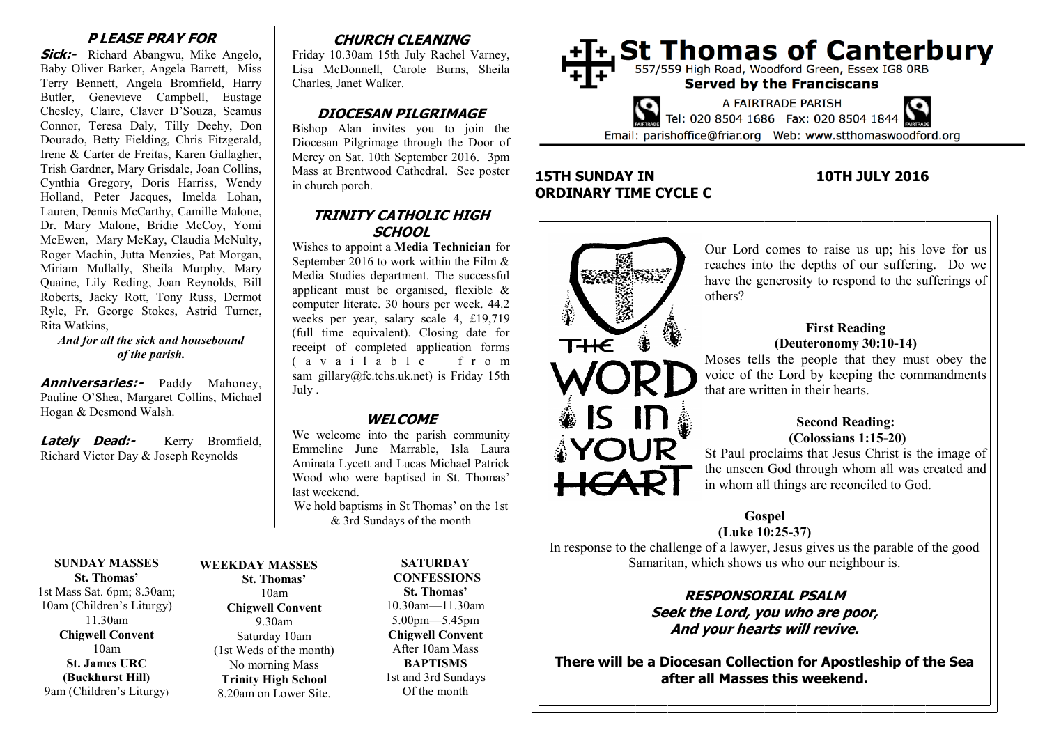## PLEASE PRAY FOR

**Sick:-** Richard Abangwu, Mike Angelo, Baby Oliver Barker, Angela Barrett, Miss Terry Bennett, Angela Bromfield, Harry Butler, Genevieve Campbell, Eustage Chesley, Claire, Claver D'Souza, Seamus Connor, Teresa Daly, Tilly Deehy, Don Dourado, Betty Fielding, Chris Fitzgerald, Irene & Carter de Freitas, Karen Gallagher, Trish Gardner, Mary Grisdale, Joan Collins, Cynthia Gregory, Doris Harriss, Wendy Holland, Peter Jacques, Imelda Lohan, Lauren, Dennis McCarthy, Camille Malone, Dr. Mary Malone, Bridie McCoy, Yomi McEwen, Mary McKay, Claudia McNulty, Roger Machin, Jutta Menzies, Pat Morgan, Miriam Mullally, Sheila Murphy, Mary Quaine, Lily Reding, Joan Reynolds, Bill Roberts, Jacky Rott, Tony Russ, Dermot Ryle, Fr. George Stokes, Astrid Turner, Rita Watkins,

***And for all the sick and housebound of the parish.***

**Anniversaries:-** Paddy Mahoney, Pauline O'Shea, Margaret Collins, Michael Hogan & Desmond Walsh.

**Lately Dead:-** Kerry Bromfield, Richard Victor Day & Joseph Reynolds

## CHURCH CLEANING

Friday 10.30am 15th July Rachel Varney, Lisa McDonnell, Carole Burns, Sheila Charles, Janet Walker.

## DIOCESAN PILGRIMAGE

Bishop Alan invites you to join the Diocesan Pilgrimage through the Door of Mercy on Sat. 10th September 2016. 3pm Mass at Brentwood Cathedral. See poster in church porch.

## TRINITY CATHOLIC HIGH SCHOOL

Wishes to appoint a **Media Technician** for September 2016 to work within the Film & Media Studies department. The successful applicant must be organised, flexible & computer literate. 30 hours per week. 44.2 weeks per year, salary scale 4, £19,719 (full time equivalent). Closing date for receipt of completed application forms (available from sam_gillary@fc.tchs.uk.net) is Friday 15th July .

## WELCOME

We welcome into the parish community Emmeline June Marrable, Isla Laura Aminata Lycett and Lucas Michael Patrick Wood who were baptised in St. Thomas' last weekend.

We hold baptisms in St Thomas' on the 1st & 3rd Sundays of the month

**SUNDAY MASSES**
**St. Thomas'**
1st Mass Sat. 6pm; 8.30am; 10am (Children's Liturgy) 11.30am
**Chigwell Convent**
10am
**St. James URC (Buckhurst Hill)**
9am (Children's Liturgy)

**WEEKDAY MASSES**
**St. Thomas'**
10am
**Chigwell Convent**
9.30am
Saturday 10am (1st Weds of the month)
No morning Mass
**Trinity High School**
8.20am on Lower Site.

**SATURDAY CONFESSIONS**
**St. Thomas'**
10.30am—11.30am
5.00pm—5.45pm
**Chigwell Convent**
After 10am Mass
**BAPTISMS**
1st and 3rd Sundays Of the month

# St Thomas of Canterbury

557/559 High Road, Woodford Green, Essex IG8 0RB

**Served by the Franciscans**

A FAIRTRADE PARISH

Tel: 020 8504 1686 Fax: 020 8504 1844

Email: parishoffice@friar.org Web: www.stthomaswoodford.org

**15TH SUNDAY IN ORDINARY TIME CYCLE C** — **10TH JULY 2016**

THE WORD IS IN YOUR HEART

Our Lord comes to raise us up; his love for us reaches into the depths of our suffering. Do we have the generosity to respond to the sufferings of others?

**First Reading**
**(Deuteronomy 30:10-14)**

Moses tells the people that they must obey the voice of the Lord by keeping the commandments that are written in their hearts.

**Second Reading:**
**(Colossians 1:15-20)**

St Paul proclaims that Jesus Christ is the image of the unseen God through whom all was created and in whom all things are reconciled to God.

**Gospel**
**(Luke 10:25-37)**

In response to the challenge of a lawyer, Jesus gives us the parable of the good Samaritan, which shows us who our neighbour is.

## RESPONSORIAL PSALM

***Seek the Lord, you who are poor,***
***And your hearts will revive.***

**There will be a Diocesan Collection for Apostleship of the Sea after all Masses this weekend.**